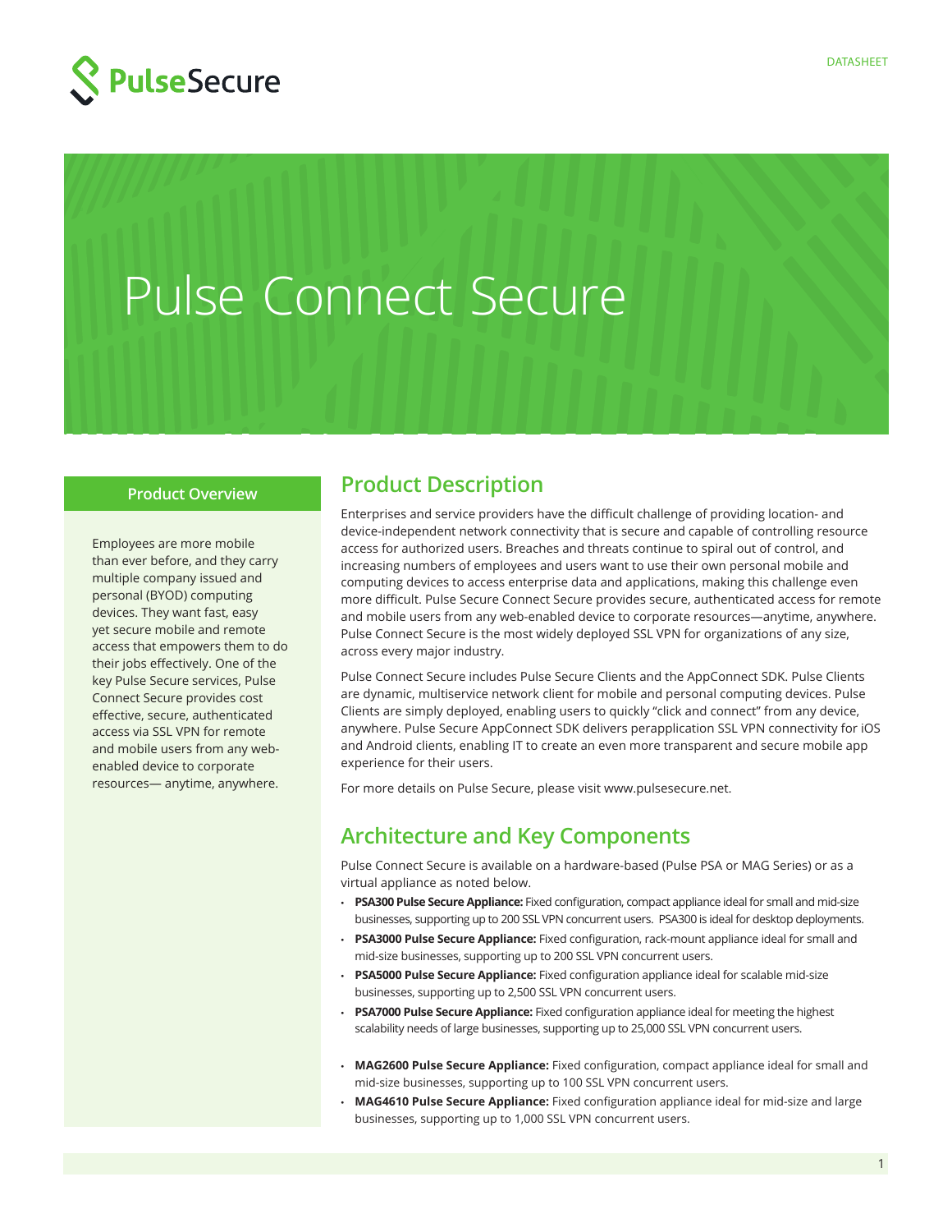# Pulse Connect Secure

## Product Overview

Employees are more mobile than ever before, and they carry multiple company issued and personal (BYOD) computing devices. They want fast, easy yet secure mobile and remote access that empowers them to do their jobs effectively. One of the key Pulse Secure services, Pulse Connect Secure provides cost effective, secure, authenticated access via SSL VPN for remote and mobile users from any web-enabled device to corporate resources— anytime, anywhere.

## Product Description

Enterprises and service providers have the difficult challenge of providing location- and device-independent network connectivity that is secure and capable of controlling resource access for authorized users. Breaches and threats continue to spiral out of control, and increasing numbers of employees and users want to use their own personal mobile and computing devices to access enterprise data and applications, making this challenge even more difficult. Pulse Secure Connect Secure provides secure, authenticated access for remote and mobile users from any web-enabled device to corporate resources—anytime, anywhere. Pulse Connect Secure is the most widely deployed SSL VPN for organizations of any size, across every major industry.

Pulse Connect Secure includes Pulse Secure Clients and the AppConnect SDK. Pulse Clients are dynamic, multiservice network client for mobile and personal computing devices. Pulse Clients are simply deployed, enabling users to quickly "click and connect" from any device, anywhere. Pulse Secure AppConnect SDK delivers perapplication SSL VPN connectivity for iOS and Android clients, enabling IT to create an even more transparent and secure mobile app experience for their users.

For more details on Pulse Secure, please visit www.pulsesecure.net.

## Architecture and Key Components

Pulse Connect Secure is available on a hardware-based (Pulse PSA or MAG Series) or as a virtual appliance as noted below.

- **PSA300 Pulse Secure Appliance:** Fixed configuration, compact appliance ideal for small and mid-size businesses, supporting up to 200 SSL VPN concurrent users. PSA300 is ideal for desktop deployments.
- **PSA3000 Pulse Secure Appliance:** Fixed configuration, rack-mount appliance ideal for small and mid-size businesses, supporting up to 200 SSL VPN concurrent users.
- **PSA5000 Pulse Secure Appliance:** Fixed configuration appliance ideal for scalable mid-size businesses, supporting up to 2,500 SSL VPN concurrent users.
- **PSA7000 Pulse Secure Appliance:** Fixed configuration appliance ideal for meeting the highest scalability needs of large businesses, supporting up to 25,000 SSL VPN concurrent users.

- **MAG2600 Pulse Secure Appliance:** Fixed configuration, compact appliance ideal for small and mid-size businesses, supporting up to 100 SSL VPN concurrent users.
- **MAG4610 Pulse Secure Appliance:** Fixed configuration appliance ideal for mid-size and large businesses, supporting up to 1,000 SSL VPN concurrent users.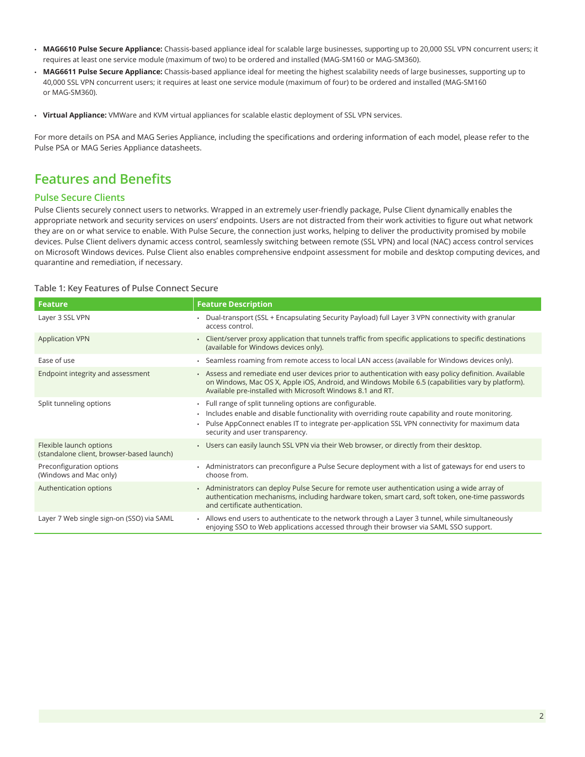- **MAG6610 Pulse Secure Appliance:** Chassis-based appliance ideal for scalable large businesses, supporting up to 20,000 SSL VPN concurrent users; it requires at least one service module (maximum of two) to be ordered and installed (MAG-SM160 or MAG-SM360).
- **MAG6611 Pulse Secure Appliance:** Chassis-based appliance ideal for meeting the highest scalability needs of large businesses, supporting up to 40,000 SSL VPN concurrent users; it requires at least one service module (maximum of four) to be ordered and installed (MAG-SM160 or MAG-SM360).
- **Virtual Appliance:** VMWare and KVM virtual appliances for scalable elastic deployment of SSL VPN services.

For more details on PSA and MAG Series Appliance, including the specifications and ordering information of each model, please refer to the Pulse PSA or MAG Series Appliance datasheets.

## Features and Benefits

### Pulse Secure Clients

Pulse Clients securely connect users to networks. Wrapped in an extremely user-friendly package, Pulse Client dynamically enables the appropriate network and security services on users' endpoints. Users are not distracted from their work activities to figure out what network they are on or what service to enable. With Pulse Secure, the connection just works, helping to deliver the productivity promised by mobile devices. Pulse Client delivers dynamic access control, seamlessly switching between remote (SSL VPN) and local (NAC) access control services on Microsoft Windows devices. Pulse Client also enables comprehensive endpoint assessment for mobile and desktop computing devices, and quarantine and remediation, if necessary.

**Table 1: Key Features of Pulse Connect Secure**

| Feature | Feature Description |
| --- | --- |
| Layer 3 SSL VPN | • Dual-transport (SSL + Encapsulating Security Payload) full Layer 3 VPN connectivity with granular access control. |
| Application VPN | • Client/server proxy application that tunnels traffic from specific applications to specific destinations (available for Windows devices only). |
| Ease of use | • Seamless roaming from remote access to local LAN access (available for Windows devices only). |
| Endpoint integrity and assessment | • Assess and remediate end user devices prior to authentication with easy policy definition. Available on Windows, Mac OS X, Apple iOS, Android, and Windows Mobile 6.5 (capabilities vary by platform). Available pre-installed with Microsoft Windows 8.1 and RT. |
| Split tunneling options | • Full range of split tunneling options are configurable.<br>• Includes enable and disable functionality with overriding route capability and route monitoring.<br>• Pulse AppConnect enables IT to integrate per-application SSL VPN connectivity for maximum data security and user transparency. |
| Flexible launch options (standalone client, browser-based launch) | • Users can easily launch SSL VPN via their Web browser, or directly from their desktop. |
| Preconfiguration options (Windows and Mac only) | • Administrators can preconfigure a Pulse Secure deployment with a list of gateways for end users to choose from. |
| Authentication options | • Administrators can deploy Pulse Secure for remote user authentication using a wide array of authentication mechanisms, including hardware token, smart card, soft token, one-time passwords and certificate authentication. |
| Layer 7 Web single sign-on (SSO) via SAML | • Allows end users to authenticate to the network through a Layer 3 tunnel, while simultaneously enjoying SSO to Web applications accessed through their browser via SAML SSO support. |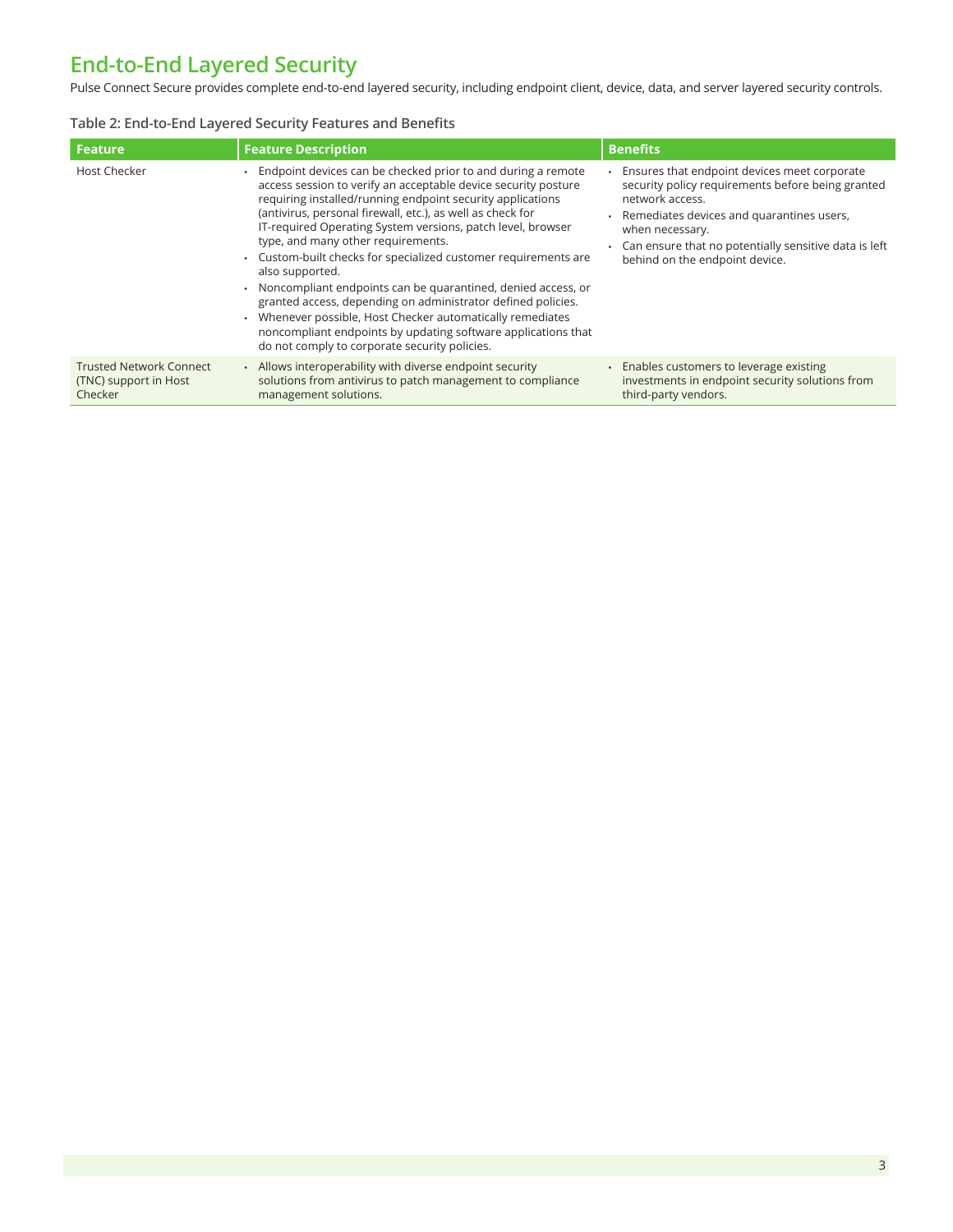# End-to-End Layered Security

Pulse Connect Secure provides complete end-to-end layered security, including endpoint client, device, data, and server layered security controls.

**Table 2: End-to-End Layered Security Features and Benefits**

| Feature | Feature Description | Benefits |
|---|---|---|
| Host Checker | • Endpoint devices can be checked prior to and during a remote access session to verify an acceptable device security posture requiring installed/running endpoint security applications (antivirus, personal firewall, etc.), as well as check for IT-required Operating System versions, patch level, browser type, and many other requirements.<br>• Custom-built checks for specialized customer requirements are also supported.<br>• Noncompliant endpoints can be quarantined, denied access, or granted access, depending on administrator defined policies.<br>• Whenever possible, Host Checker automatically remediates noncompliant endpoints by updating software applications that do not comply to corporate security policies. | • Ensures that endpoint devices meet corporate security policy requirements before being granted network access.<br>• Remediates devices and quarantines users, when necessary.<br>• Can ensure that no potentially sensitive data is left behind on the endpoint device. |
| Trusted Network Connect (TNC) support in Host Checker | • Allows interoperability with diverse endpoint security solutions from antivirus to patch management to compliance management solutions. | • Enables customers to leverage existing investments in endpoint security solutions from third-party vendors. |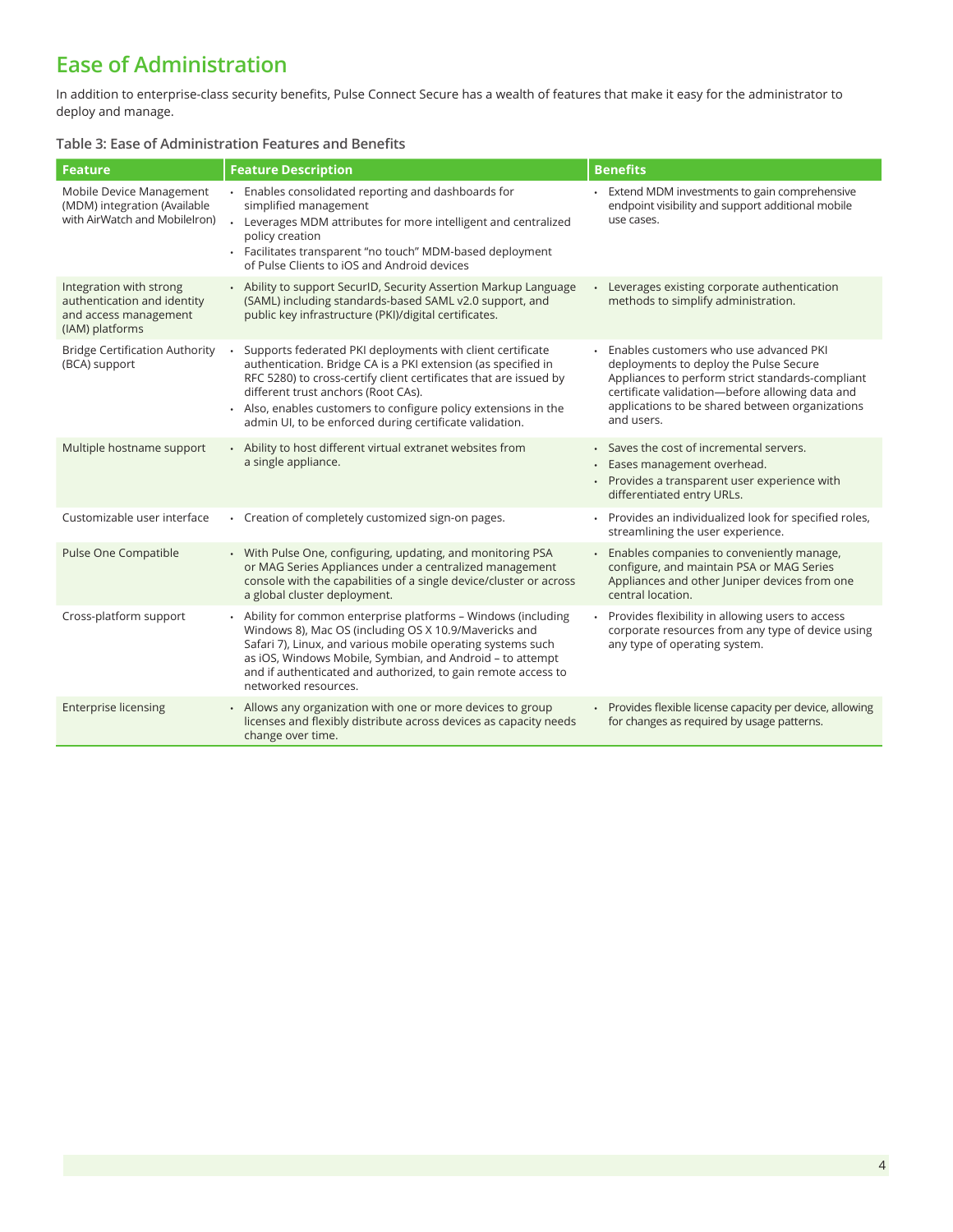## Ease of Administration

In addition to enterprise-class security benefits, Pulse Connect Secure has a wealth of features that make it easy for the administrator to deploy and manage.

**Table 3: Ease of Administration Features and Benefits**

| Feature | Feature Description | Benefits |
|---|---|---|
| Mobile Device Management (MDM) integration (Available with AirWatch and MobileIron) | • Enables consolidated reporting and dashboards for simplified management<br>• Leverages MDM attributes for more intelligent and centralized policy creation<br>• Facilitates transparent "no touch" MDM-based deployment of Pulse Clients to iOS and Android devices | • Extend MDM investments to gain comprehensive endpoint visibility and support additional mobile use cases. |
| Integration with strong authentication and identity and access management (IAM) platforms | • Ability to support SecurID, Security Assertion Markup Language (SAML) including standards-based SAML v2.0 support, and public key infrastructure (PKI)/digital certificates. | • Leverages existing corporate authentication methods to simplify administration. |
| Bridge Certification Authority (BCA) support | • Supports federated PKI deployments with client certificate authentication. Bridge CA is a PKI extension (as specified in RFC 5280) to cross-certify client certificates that are issued by different trust anchors (Root CAs).<br>• Also, enables customers to configure policy extensions in the admin UI, to be enforced during certificate validation. | • Enables customers who use advanced PKI deployments to deploy the Pulse Secure Appliances to perform strict standards-compliant certificate validation—before allowing data and applications to be shared between organizations and users. |
| Multiple hostname support | • Ability to host different virtual extranet websites from a single appliance. | • Saves the cost of incremental servers.<br>• Eases management overhead.<br>• Provides a transparent user experience with differentiated entry URLs. |
| Customizable user interface | • Creation of completely customized sign-on pages. | • Provides an individualized look for specified roles, streamlining the user experience. |
| Pulse One Compatible | • With Pulse One, configuring, updating, and monitoring PSA or MAG Series Appliances under a centralized management console with the capabilities of a single device/cluster or across a global cluster deployment. | • Enables companies to conveniently manage, configure, and maintain PSA or MAG Series Appliances and other Juniper devices from one central location. |
| Cross-platform support | • Ability for common enterprise platforms – Windows (including Windows 8), Mac OS (including OS X 10.9/Mavericks and Safari 7), Linux, and various mobile operating systems such as iOS, Windows Mobile, Symbian, and Android – to attempt and if authenticated and authorized, to gain remote access to networked resources. | • Provides flexibility in allowing users to access corporate resources from any type of device using any type of operating system. |
| Enterprise licensing | • Allows any organization with one or more devices to group licenses and flexibly distribute across devices as capacity needs change over time. | • Provides flexible license capacity per device, allowing for changes as required by usage patterns. |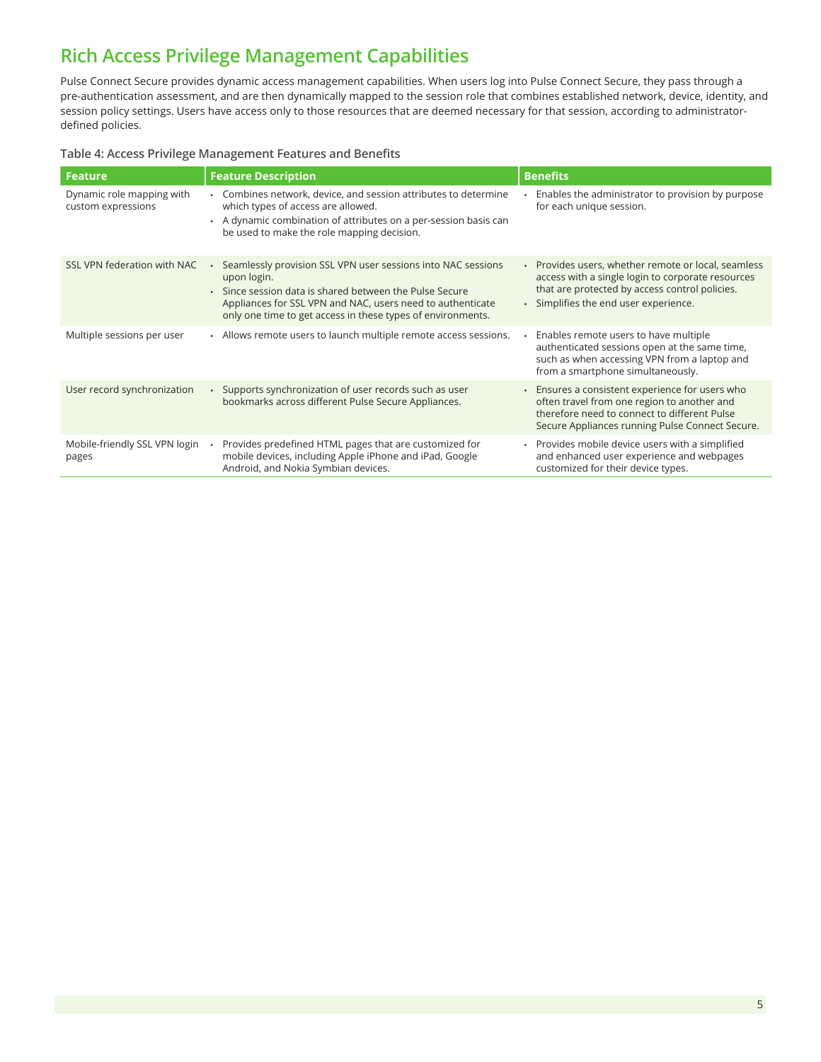## Rich Access Privilege Management Capabilities

Pulse Connect Secure provides dynamic access management capabilities. When users log into Pulse Connect Secure, they pass through a pre-authentication assessment, and are then dynamically mapped to the session role that combines established network, device, identity, and session policy settings. Users have access only to those resources that are deemed necessary for that session, according to administrator-defined policies.

**Table 4: Access Privilege Management Features and Benefits**

| Feature | Feature Description | Benefits |
|---|---|---|
| Dynamic role mapping with custom expressions | • Combines network, device, and session attributes to determine which types of access are allowed.<br>• A dynamic combination of attributes on a per-session basis can be used to make the role mapping decision. | • Enables the administrator to provision by purpose for each unique session. |
| SSL VPN federation with NAC | • Seamlessly provision SSL VPN user sessions into NAC sessions upon login.<br>• Since session data is shared between the Pulse Secure Appliances for SSL VPN and NAC, users need to authenticate only one time to get access in these types of environments. | • Provides users, whether remote or local, seamless access with a single login to corporate resources that are protected by access control policies.<br>• Simplifies the end user experience. |
| Multiple sessions per user | • Allows remote users to launch multiple remote access sessions. | • Enables remote users to have multiple authenticated sessions open at the same time, such as when accessing VPN from a laptop and from a smartphone simultaneously. |
| User record synchronization | • Supports synchronization of user records such as user bookmarks across different Pulse Secure Appliances. | • Ensures a consistent experience for users who often travel from one region to another and therefore need to connect to different Pulse Secure Appliances running Pulse Connect Secure. |
| Mobile-friendly SSL VPN login pages | • Provides predefined HTML pages that are customized for mobile devices, including Apple iPhone and iPad, Google Android, and Nokia Symbian devices. | • Provides mobile device users with a simplified and enhanced user experience and webpages customized for their device types. |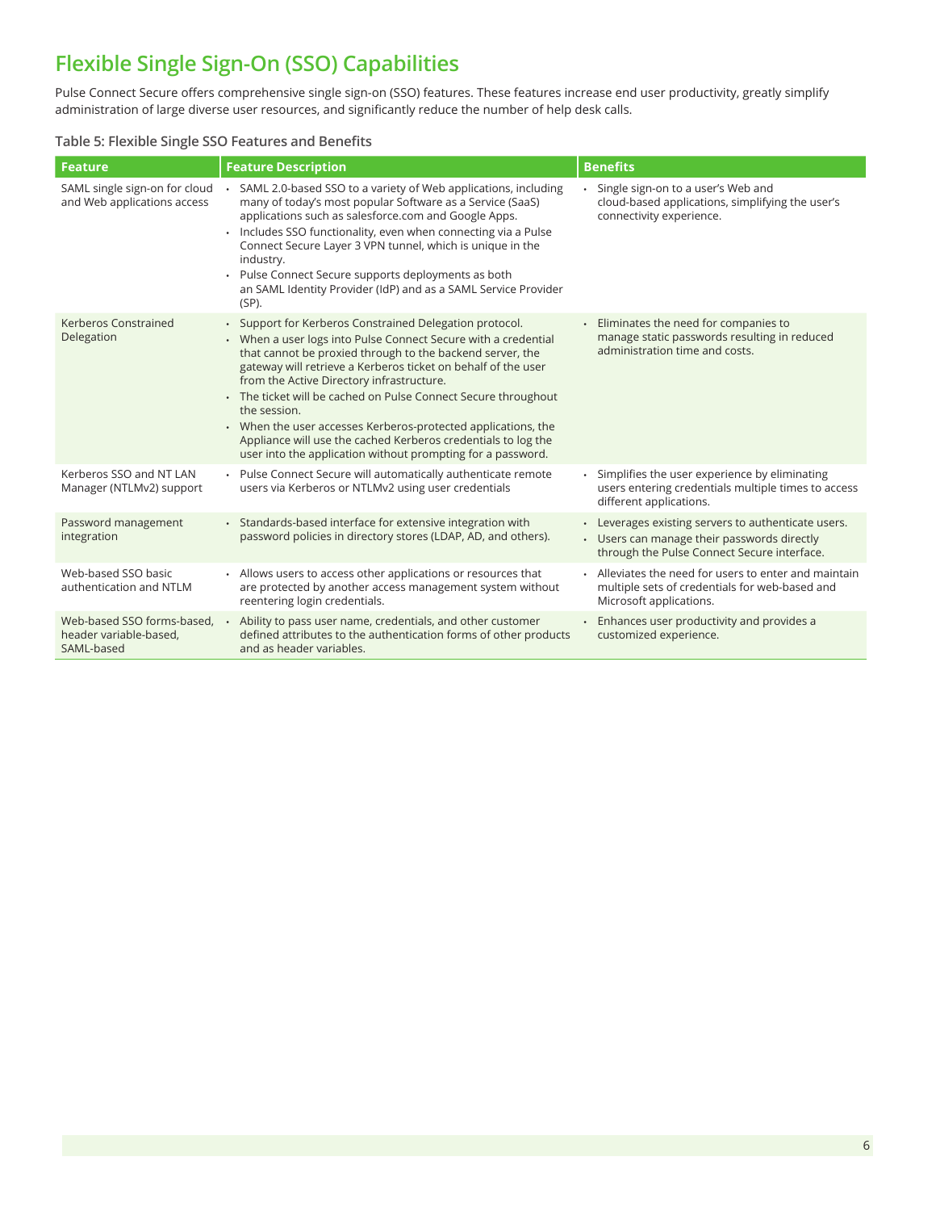## Flexible Single Sign-On (SSO) Capabilities

Pulse Connect Secure offers comprehensive single sign-on (SSO) features. These features increase end user productivity, greatly simplify administration of large diverse user resources, and significantly reduce the number of help desk calls.

**Table 5: Flexible Single SSO Features and Benefits**

| Feature | Feature Description | Benefits |
| --- | --- | --- |
| SAML single sign-on for cloud and Web applications access | • SAML 2.0-based SSO to a variety of Web applications, including many of today's most popular Software as a Service (SaaS) applications such as salesforce.com and Google Apps.<br>• Includes SSO functionality, even when connecting via a Pulse Connect Secure Layer 3 VPN tunnel, which is unique in the industry.<br>• Pulse Connect Secure supports deployments as both an SAML Identity Provider (IdP) and as a SAML Service Provider (SP). | • Single sign-on to a user's Web and cloud-based applications, simplifying the user's connectivity experience. |
| Kerberos Constrained Delegation | • Support for Kerberos Constrained Delegation protocol.<br>• When a user logs into Pulse Connect Secure with a credential that cannot be proxied through to the backend server, the gateway will retrieve a Kerberos ticket on behalf of the user from the Active Directory infrastructure.<br>• The ticket will be cached on Pulse Connect Secure throughout the session.<br>• When the user accesses Kerberos-protected applications, the Appliance will use the cached Kerberos credentials to log the user into the application without prompting for a password. | • Eliminates the need for companies to manage static passwords resulting in reduced administration time and costs. |
| Kerberos SSO and NT LAN Manager (NTLMv2) support | • Pulse Connect Secure will automatically authenticate remote users via Kerberos or NTLMv2 using user credentials | • Simplifies the user experience by eliminating users entering credentials multiple times to access different applications. |
| Password management integration | • Standards-based interface for extensive integration with password policies in directory stores (LDAP, AD, and others). | • Leverages existing servers to authenticate users.<br>• Users can manage their passwords directly through the Pulse Connect Secure interface. |
| Web-based SSO basic authentication and NTLM | • Allows users to access other applications or resources that are protected by another access management system without reentering login credentials. | • Alleviates the need for users to enter and maintain multiple sets of credentials for web-based and Microsoft applications. |
| Web-based SSO forms-based, header variable-based, SAML-based | • Ability to pass user name, credentials, and other customer defined attributes to the authentication forms of other products and as header variables. | • Enhances user productivity and provides a customized experience. |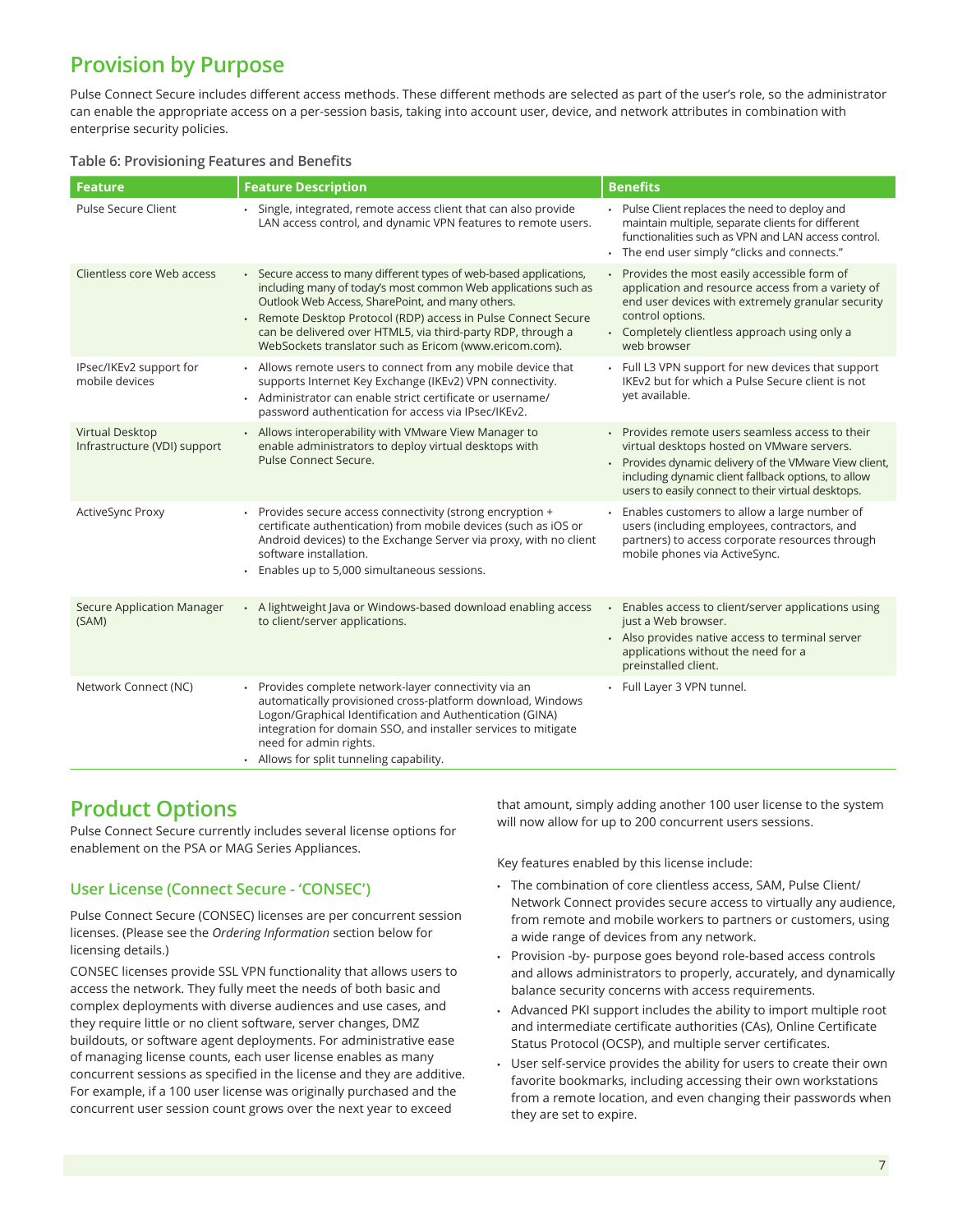## Provision by Purpose

Pulse Connect Secure includes different access methods. These different methods are selected as part of the user's role, so the administrator can enable the appropriate access on a per-session basis, taking into account user, device, and network attributes in combination with enterprise security policies.

**Table 6: Provisioning Features and Benefits**

| Feature | Feature Description | Benefits |
| --- | --- | --- |
| Pulse Secure Client | • Single, integrated, remote access client that can also provide LAN access control, and dynamic VPN features to remote users. | • Pulse Client replaces the need to deploy and maintain multiple, separate clients for different functionalities such as VPN and LAN access control.<br>• The end user simply "clicks and connects." |
| Clientless core Web access | • Secure access to many different types of web-based applications, including many of today's most common Web applications such as Outlook Web Access, SharePoint, and many others.<br>• Remote Desktop Protocol (RDP) access in Pulse Connect Secure can be delivered over HTML5, via third-party RDP, through a WebSockets translator such as Ericom (www.ericom.com). | • Provides the most easily accessible form of application and resource access from a variety of end user devices with extremely granular security control options.<br>• Completely clientless approach using only a web browser |
| IPsec/IKEv2 support for mobile devices | • Allows remote users to connect from any mobile device that supports Internet Key Exchange (IKEv2) VPN connectivity.<br>• Administrator can enable strict certificate or username/password authentication for access via IPsec/IKEv2. | • Full L3 VPN support for new devices that support IKEv2 but for which a Pulse Secure client is not yet available. |
| Virtual Desktop Infrastructure (VDI) support | • Allows interoperability with VMware View Manager to enable administrators to deploy virtual desktops with Pulse Connect Secure. | • Provides remote users seamless access to their virtual desktops hosted on VMware servers.<br>• Provides dynamic delivery of the VMware View client, including dynamic client fallback options, to allow users to easily connect to their virtual desktops. |
| ActiveSync Proxy | • Provides secure access connectivity (strong encryption + certificate authentication) from mobile devices (such as iOS or Android devices) to the Exchange Server via proxy, with no client software installation.<br>• Enables up to 5,000 simultaneous sessions. | • Enables customers to allow a large number of users (including employees, contractors, and partners) to access corporate resources through mobile phones via ActiveSync. |
| Secure Application Manager (SAM) | • A lightweight Java or Windows-based download enabling access to client/server applications. | • Enables access to client/server applications using just a Web browser.<br>• Also provides native access to terminal server applications without the need for a preinstalled client. |
| Network Connect (NC) | • Provides complete network-layer connectivity via an automatically provisioned cross-platform download, Windows Logon/Graphical Identification and Authentication (GINA) integration for domain SSO, and installer services to mitigate need for admin rights.<br>• Allows for split tunneling capability. | • Full Layer 3 VPN tunnel. |

## Product Options

Pulse Connect Secure currently includes several license options for enablement on the PSA or MAG Series Appliances.

### User License (Connect Secure - 'CONSEC')

Pulse Connect Secure (CONSEC) licenses are per concurrent session licenses. (Please see the *Ordering Information* section below for licensing details.)

CONSEC licenses provide SSL VPN functionality that allows users to access the network. They fully meet the needs of both basic and complex deployments with diverse audiences and use cases, and they require little or no client software, server changes, DMZ buildouts, or software agent deployments. For administrative ease of managing license counts, each user license enables as many concurrent sessions as specified in the license and they are additive. For example, if a 100 user license was originally purchased and the concurrent user session count grows over the next year to exceed that amount, simply adding another 100 user license to the system will now allow for up to 200 concurrent users sessions.

Key features enabled by this license include:

- The combination of core clientless access, SAM, Pulse Client/Network Connect provides secure access to virtually any audience, from remote and mobile workers to partners or customers, using a wide range of devices from any network.
- Provision -by- purpose goes beyond role-based access controls and allows administrators to properly, accurately, and dynamically balance security concerns with access requirements.
- Advanced PKI support includes the ability to import multiple root and intermediate certificate authorities (CAs), Online Certificate Status Protocol (OCSP), and multiple server certificates.
- User self-service provides the ability for users to create their own favorite bookmarks, including accessing their own workstations from a remote location, and even changing their passwords when they are set to expire.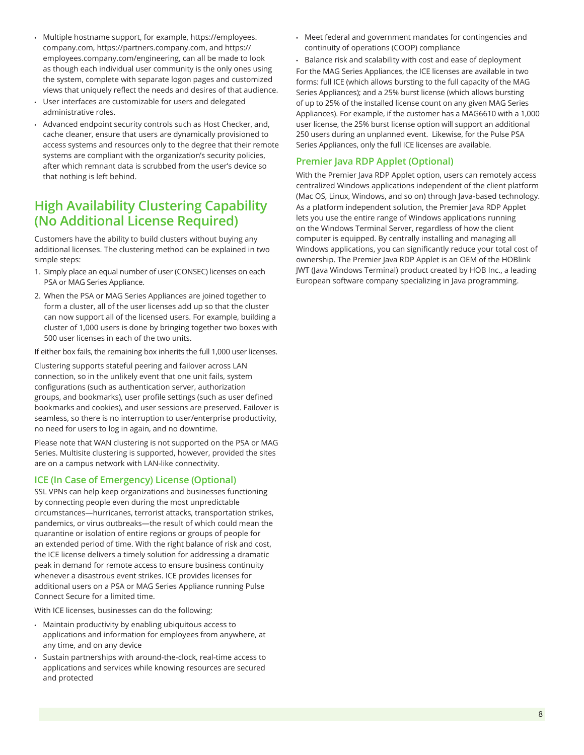- Multiple hostname support, for example, https://employees.company.com, https://partners.company.com, and https://employees.company.com/engineering, can all be made to look as though each individual user community is the only ones using the system, complete with separate logon pages and customized views that uniquely reflect the needs and desires of that audience.
- User interfaces are customizable for users and delegated administrative roles.
- Advanced endpoint security controls such as Host Checker, and, cache cleaner, ensure that users are dynamically provisioned to access systems and resources only to the degree that their remote systems are compliant with the organization's security policies, after which remnant data is scrubbed from the user's device so that nothing is left behind.

## High Availability Clustering Capability (No Additional License Required)

Customers have the ability to build clusters without buying any additional licenses. The clustering method can be explained in two simple steps:

1. Simply place an equal number of user (CONSEC) licenses on each PSA or MAG Series Appliance.
2. When the PSA or MAG Series Appliances are joined together to form a cluster, all of the user licenses add up so that the cluster can now support all of the licensed users. For example, building a cluster of 1,000 users is done by bringing together two boxes with 500 user licenses in each of the two units.

If either box fails, the remaining box inherits the full 1,000 user licenses.

Clustering supports stateful peering and failover across LAN connection, so in the unlikely event that one unit fails, system configurations (such as authentication server, authorization groups, and bookmarks), user profile settings (such as user defined bookmarks and cookies), and user sessions are preserved. Failover is seamless, so there is no interruption to user/enterprise productivity, no need for users to log in again, and no downtime.

Please note that WAN clustering is not supported on the PSA or MAG Series. Multisite clustering is supported, however, provided the sites are on a campus network with LAN-like connectivity.

### ICE (In Case of Emergency) License (Optional)

SSL VPNs can help keep organizations and businesses functioning by connecting people even during the most unpredictable circumstances—hurricanes, terrorist attacks, transportation strikes, pandemics, or virus outbreaks—the result of which could mean the quarantine or isolation of entire regions or groups of people for an extended period of time. With the right balance of risk and cost, the ICE license delivers a timely solution for addressing a dramatic peak in demand for remote access to ensure business continuity whenever a disastrous event strikes. ICE provides licenses for additional users on a PSA or MAG Series Appliance running Pulse Connect Secure for a limited time.

With ICE licenses, businesses can do the following:

- Maintain productivity by enabling ubiquitous access to applications and information for employees from anywhere, at any time, and on any device
- Sustain partnerships with around-the-clock, real-time access to applications and services while knowing resources are secured and protected
- Meet federal and government mandates for contingencies and continuity of operations (COOP) compliance
- Balance risk and scalability with cost and ease of deployment

For the MAG Series Appliances, the ICE licenses are available in two forms: full ICE (which allows bursting to the full capacity of the MAG Series Appliances); and a 25% burst license (which allows bursting of up to 25% of the installed license count on any given MAG Series Appliances). For example, if the customer has a MAG6610 with a 1,000 user license, the 25% burst license option will support an additional 250 users during an unplanned event. Likewise, for the Pulse PSA Series Appliances, only the full ICE licenses are available.

### Premier Java RDP Applet (Optional)

With the Premier Java RDP Applet option, users can remotely access centralized Windows applications independent of the client platform (Mac OS, Linux, Windows, and so on) through Java-based technology. As a platform independent solution, the Premier Java RDP Applet lets you use the entire range of Windows applications running on the Windows Terminal Server, regardless of how the client computer is equipped. By centrally installing and managing all Windows applications, you can significantly reduce your total cost of ownership. The Premier Java RDP Applet is an OEM of the HOBlink JWT (Java Windows Terminal) product created by HOB Inc., a leading European software company specializing in Java programming.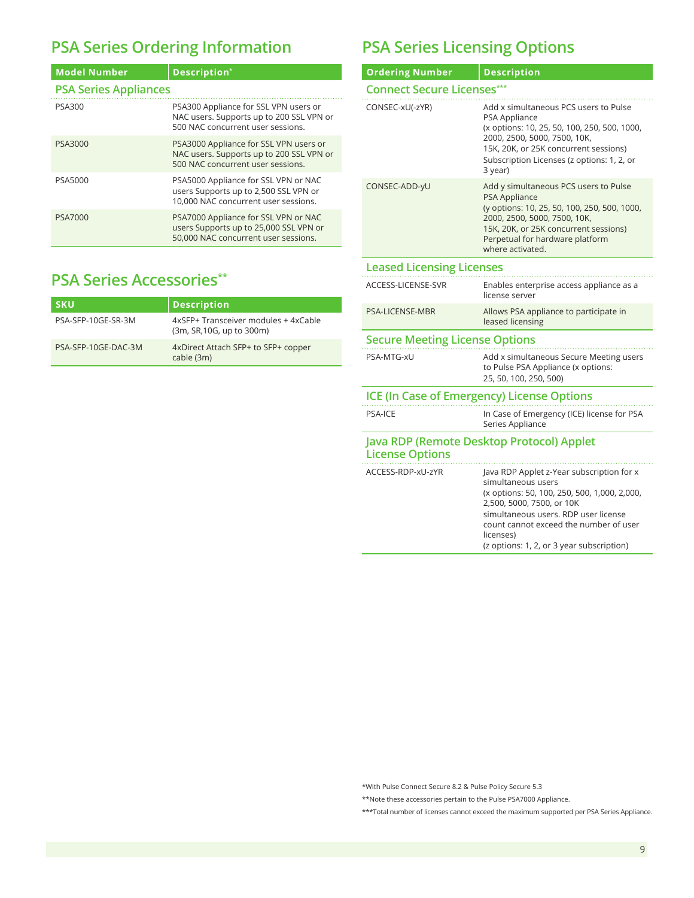## PSA Series Ordering Information

| Model Number | Description* |
|---|---|
| **PSA Series Appliances** | |
| PSA300 | PSA300 Appliance for SSL VPN users or NAC users. Supports up to 200 SSL VPN or 500 NAC concurrent user sessions. |
| PSA3000 | PSA3000 Appliance for SSL VPN users or NAC users. Supports up to 200 SSL VPN or 500 NAC concurrent user sessions. |
| PSA5000 | PSA5000 Appliance for SSL VPN or NAC users Supports up to 2,500 SSL VPN or 10,000 NAC concurrent user sessions. |
| PSA7000 | PSA7000 Appliance for SSL VPN or NAC users Supports up to 25,000 SSL VPN or 50,000 NAC concurrent user sessions. |

## PSA Series Accessories**

| SKU | Description |
|---|---|
| PSA-SFP-10GE-SR-3M | 4xSFP+ Transceiver modules + 4xCable (3m, SR,10G, up to 300m) |
| PSA-SFP-10GE-DAC-3M | 4xDirect Attach SFP+ to SFP+ copper cable (3m) |

## PSA Series Licensing Options

| Ordering Number | Description |
|---|---|
| **Connect Secure Licenses*** ** | |
| CONSEC-xU(-zYR) | Add x simultaneous PCS users to Pulse PSA Appliance (x options: 10, 25, 50, 100, 250, 500, 1000, 2000, 2500, 5000, 7500, 10K, 15K, 20K, or 25K concurrent sessions) Subscription Licenses (z options: 1, 2, or 3 year) |
| CONSEC-ADD-yU | Add y simultaneous PCS users to Pulse PSA Appliance (y options: 10, 25, 50, 100, 250, 500, 1000, 2000, 2500, 5000, 7500, 10K, 15K, 20K, or 25K concurrent sessions) Perpetual for hardware platform where activated. |
| **Leased Licensing Licenses** | |
| ACCESS-LICENSE-SVR | Enables enterprise access appliance as a license server |
| PSA-LICENSE-MBR | Allows PSA appliance to participate in leased licensing |
| **Secure Meeting License Options** | |
| PSA-MTG-xU | Add x simultaneous Secure Meeting users to Pulse PSA Appliance (x options: 25, 50, 100, 250, 500) |
| **ICE (In Case of Emergency) License Options** | |
| PSA-ICE | In Case of Emergency (ICE) license for PSA Series Appliance |
| **Java RDP (Remote Desktop Protocol) Applet License Options** | |
| ACCESS-RDP-xU-zYR | Java RDP Applet z-Year subscription for x simultaneous users (x options: 50, 100, 250, 500, 1,000, 2,000, 2,500, 5000, 7500, or 10K simultaneous users. RDP user license count cannot exceed the number of user licenses) (z options: 1, 2, or 3 year subscription) |

*With Pulse Connect Secure 8.2 & Pulse Policy Secure 5.3

**Note these accessories pertain to the Pulse PSA7000 Appliance.

***Total number of licenses cannot exceed the maximum supported per PSA Series Appliance.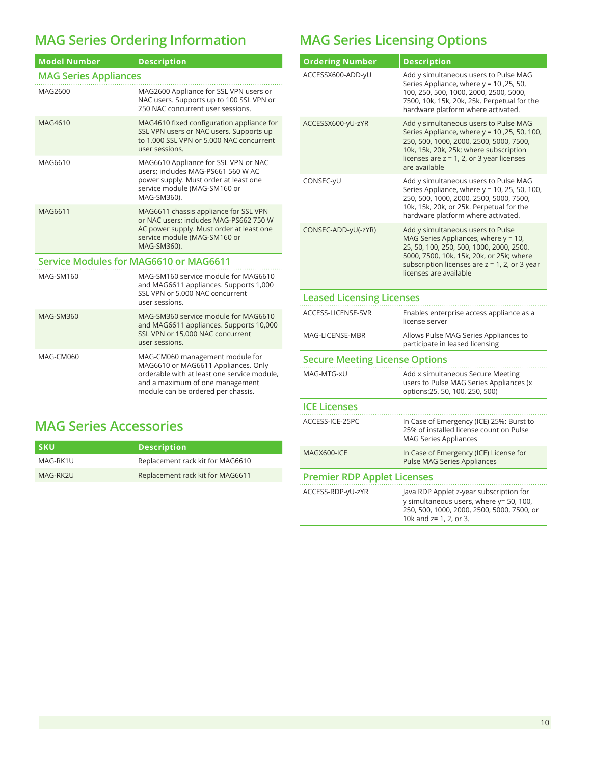## MAG Series Ordering Information

| Model Number | Description |
|---|---|
| **MAG Series Appliances** | |
| MAG2600 | MAG2600 Appliance for SSL VPN users or NAC users. Supports up to 100 SSL VPN or 250 NAC concurrent user sessions. |
| MAG4610 | MAG4610 fixed configuration appliance for SSL VPN users or NAC users. Supports up to 1,000 SSL VPN or 5,000 NAC concurrent user sessions. |
| MAG6610 | MAG6610 Appliance for SSL VPN or NAC users; includes MAG-PS661 560 W AC power supply. Must order at least one service module (MAG-SM160 or MAG-SM360). |
| MAG6611 | MAG6611 chassis appliance for SSL VPN or NAC users; includes MAG-PS662 750 W AC power supply. Must order at least one service module (MAG-SM160 or MAG-SM360). |
| **Service Modules for MAG6610 or MAG6611** | |
| MAG-SM160 | MAG-SM160 service module for MAG6610 and MAG6611 appliances. Supports 1,000 SSL VPN or 5,000 NAC concurrent user sessions. |
| MAG-SM360 | MAG-SM360 service module for MAG6610 and MAG6611 appliances. Supports 10,000 SSL VPN or 15,000 NAC concurrent user sessions. |
| MAG-CM060 | MAG-CM060 management module for MAG6610 or MAG6611 Appliances. Only orderable with at least one service module, and a maximum of one management module can be ordered per chassis. |

## MAG Series Accessories

| SKU | Description |
|---|---|
| MAG-RK1U | Replacement rack kit for MAG6610 |
| MAG-RK2U | Replacement rack kit for MAG6611 |

## MAG Series Licensing Options

| Ordering Number | Description |
|---|---|
| ACCESSX600-ADD-yU | Add y simultaneous users to Pulse MAG Series Appliance, where y = 10 ,25, 50, 100, 250, 500, 1000, 2000, 2500, 5000, 7500, 10k, 15k, 20k, 25k. Perpetual for the hardware platform where activated. |
| ACCESSX600-yU-zYR | Add y simultaneous users to Pulse MAG Series Appliance, where y = 10 ,25, 50, 100, 250, 500, 1000, 2000, 2500, 5000, 7500, 10k, 15k, 20k, 25k; where subscription licenses are z = 1, 2, or 3 year licenses are available |
| CONSEC-yU | Add y simultaneous users to Pulse MAG Series Appliance, where y = 10, 25, 50, 100, 250, 500, 1000, 2000, 2500, 5000, 7500, 10k, 15k, 20k, or 25k. Perpetual for the hardware platform where activated. |
| CONSEC-ADD-yU(-zYR) | Add y simultaneous users to Pulse MAG Series Appliances, where y = 10, 25, 50, 100, 250, 500, 1000, 2000, 2500, 5000, 7500, 10k, 15k, 20k, or 25k; where subscription licenses are z = 1, 2, or 3 year licenses are available |
| **Leased Licensing Licenses** | |
| ACCESS-LICENSE-SVR | Enables enterprise access appliance as a license server |
| MAG-LICENSE-MBR | Allows Pulse MAG Series Appliances to participate in leased licensing |
| **Secure Meeting License Options** | |
| MAG-MTG-xU | Add x simultaneous Secure Meeting users to Pulse MAG Series Appliances (x options:25, 50, 100, 250, 500) |
| **ICE Licenses** | |
| ACCESS-ICE-25PC | In Case of Emergency (ICE) 25%: Burst to 25% of installed license count on Pulse MAG Series Appliances |
| MAGX600-ICE | In Case of Emergency (ICE) License for Pulse MAG Series Appliances |
| **Premier RDP Applet Licenses** | |
| ACCESS-RDP-yU-zYR | Java RDP Applet z-year subscription for y simultaneous users, where y= 50, 100, 250, 500, 1000, 2000, 2500, 5000, 7500, or 10k and z= 1, 2, or 3. |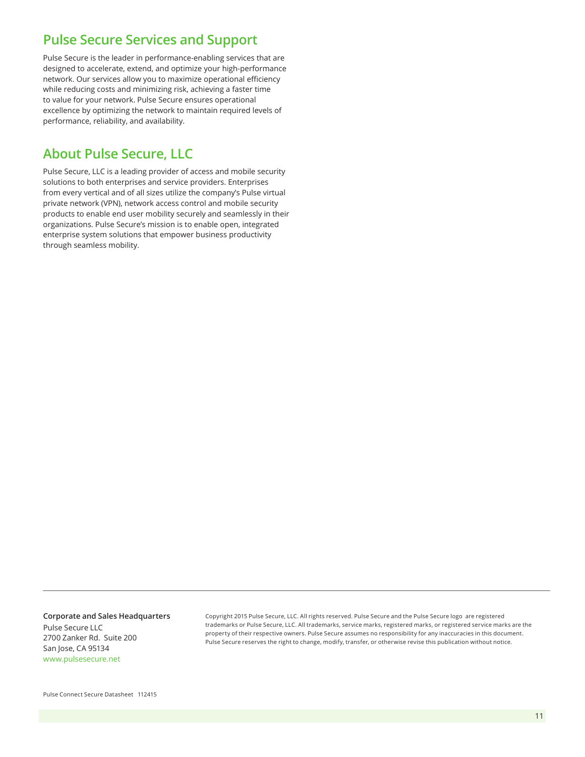## Pulse Secure Services and Support

Pulse Secure is the leader in performance-enabling services that are designed to accelerate, extend, and optimize your high-performance network. Our services allow you to maximize operational efficiency while reducing costs and minimizing risk, achieving a faster time to value for your network. Pulse Secure ensures operational excellence by optimizing the network to maintain required levels of performance, reliability, and availability.

## About Pulse Secure, LLC

Pulse Secure, LLC is a leading provider of access and mobile security solutions to both enterprises and service providers. Enterprises from every vertical and of all sizes utilize the company's Pulse virtual private network (VPN), network access control and mobile security products to enable end user mobility securely and seamlessly in their organizations. Pulse Secure's mission is to enable open, integrated enterprise system solutions that empower business productivity through seamless mobility.

**Corporate and Sales Headquarters**

Pulse Secure LLC
2700 Zanker Rd. Suite 200
San Jose, CA 95134
www.pulsesecure.net

Copyright 2015 Pulse Secure, LLC. All rights reserved. Pulse Secure and the Pulse Secure logo are registered trademarks or Pulse Secure, LLC. All trademarks, service marks, registered marks, or registered service marks are the property of their respective owners. Pulse Secure assumes no responsibility for any inaccuracies in this document. Pulse Secure reserves the right to change, modify, transfer, or otherwise revise this publication without notice.

Pulse Connect Secure Datasheet 112415